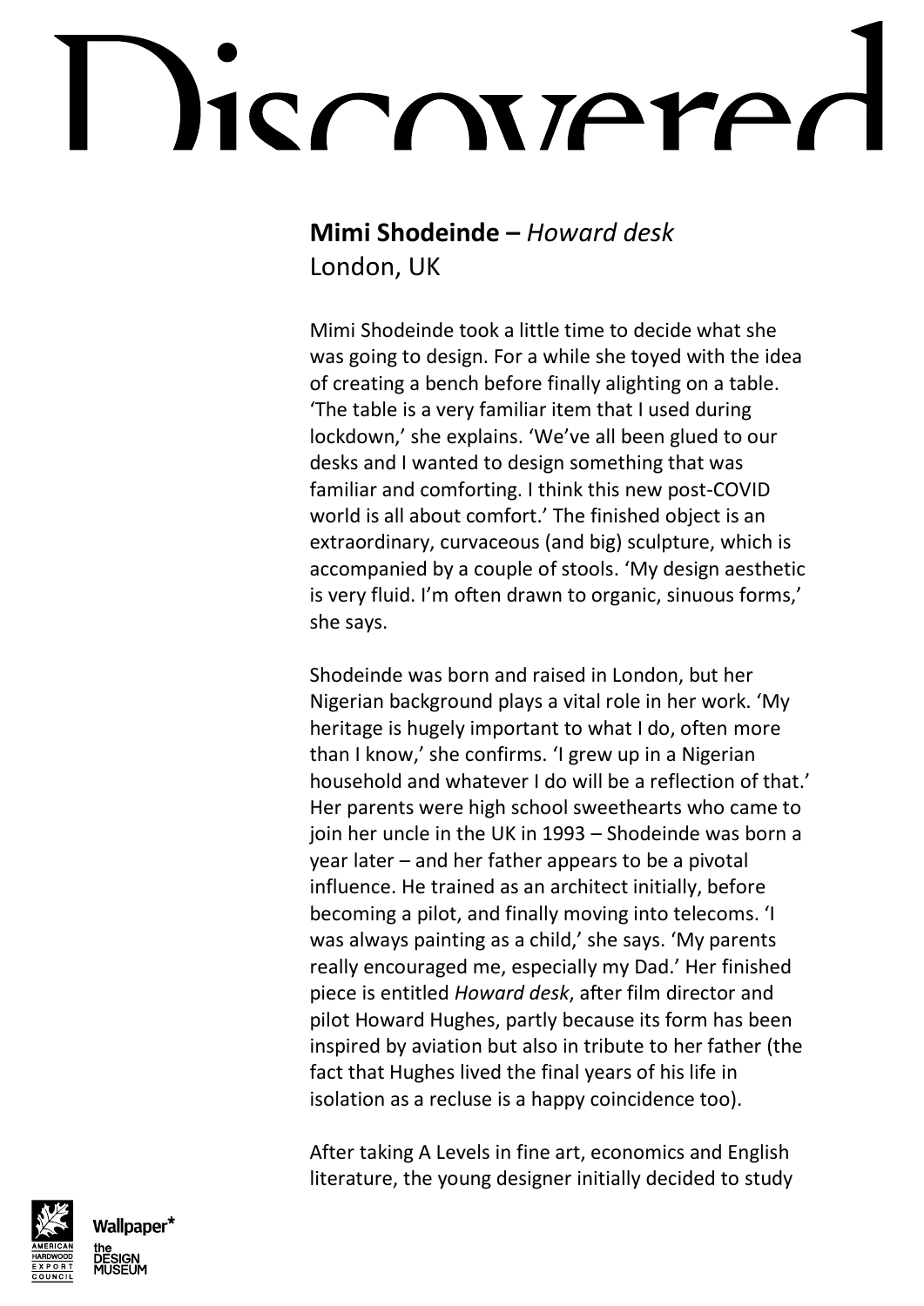# Discovered

**Mimi Shodeinde –** ***Howard desk***
London, UK

Mimi Shodeinde took a little time to decide what she was going to design. For a while she toyed with the idea of creating a bench before finally alighting on a table. 'The table is a very familiar item that I used during lockdown,' she explains. 'We've all been glued to our desks and I wanted to design something that was familiar and comforting. I think this new post-COVID world is all about comfort.' The finished object is an extraordinary, curvaceous (and big) sculpture, which is accompanied by a couple of stools. 'My design aesthetic is very fluid. I'm often drawn to organic, sinuous forms,' she says.

Shodeinde was born and raised in London, but her Nigerian background plays a vital role in her work. 'My heritage is hugely important to what I do, often more than I know,' she confirms. 'I grew up in a Nigerian household and whatever I do will be a reflection of that.' Her parents were high school sweethearts who came to join her uncle in the UK in 1993 – Shodeinde was born a year later – and her father appears to be a pivotal influence. He trained as an architect initially, before becoming a pilot, and finally moving into telecoms. 'I was always painting as a child,' she says. 'My parents really encouraged me, especially my Dad.' Her finished piece is entitled *Howard desk*, after film director and pilot Howard Hughes, partly because its form has been inspired by aviation but also in tribute to her father (the fact that Hughes lived the final years of his life in isolation as a recluse is a happy coincidence too).

After taking A Levels in fine art, economics and English literature, the young designer initially decided to study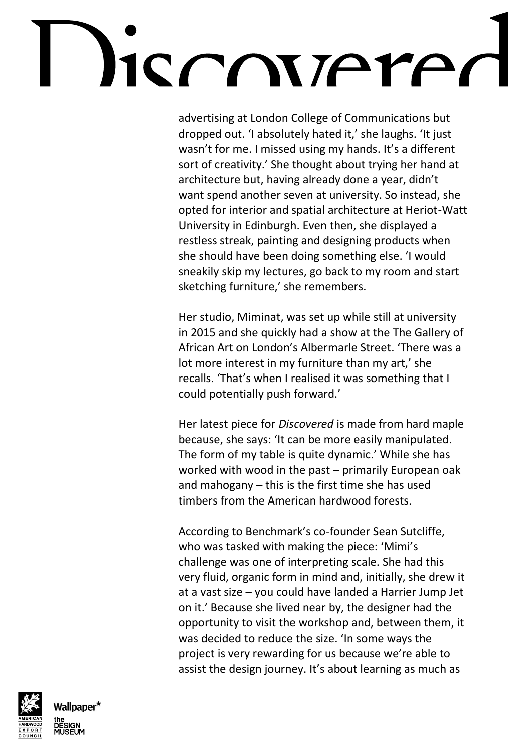advertising at London College of Communications but dropped out. 'I absolutely hated it,' she laughs. 'It just wasn't for me. I missed using my hands. It's a different sort of creativity.' She thought about trying her hand at architecture but, having already done a year, didn't want spend another seven at university. So instead, she opted for interior and spatial architecture at Heriot-Watt University in Edinburgh. Even then, she displayed a restless streak, painting and designing products when she should have been doing something else. 'I would sneakily skip my lectures, go back to my room and start sketching furniture,' she remembers.

Her studio, Miminat, was set up while still at university in 2015 and she quickly had a show at the The Gallery of African Art on London's Albermarle Street. 'There was a lot more interest in my furniture than my art,' she recalls. 'That's when I realised it was something that I could potentially push forward.'

Her latest piece for *Discovered* is made from hard maple because, she says: 'It can be more easily manipulated. The form of my table is quite dynamic.' While she has worked with wood in the past – primarily European oak and mahogany – this is the first time she has used timbers from the American hardwood forests.

According to Benchmark's co-founder Sean Sutcliffe, who was tasked with making the piece: 'Mimi's challenge was one of interpreting scale. She had this very fluid, organic form in mind and, initially, she drew it at a vast size – you could have landed a Harrier Jump Jet on it.' Because she lived near by, the designer had the opportunity to visit the workshop and, between them, it was decided to reduce the size. 'In some ways the project is very rewarding for us because we're able to assist the design journey. It's about learning as much as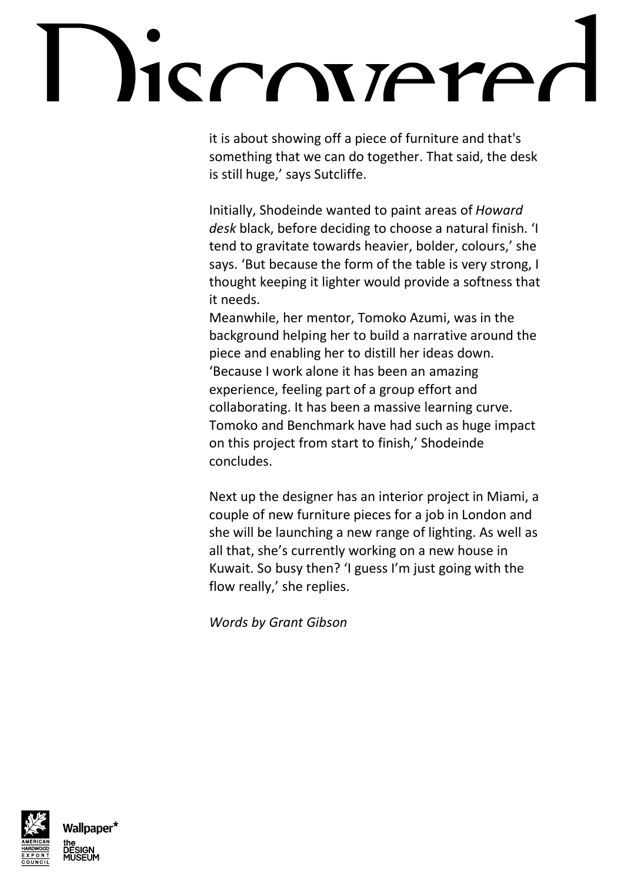it is about showing off a piece of furniture and that's something that we can do together. That said, the desk is still huge,' says Sutcliffe.

Initially, Shodeinde wanted to paint areas of *Howard desk* black, before deciding to choose a natural finish. 'I tend to gravitate towards heavier, bolder, colours,' she says. 'But because the form of the table is very strong, I thought keeping it lighter would provide a softness that it needs.
Meanwhile, her mentor, Tomoko Azumi, was in the background helping her to build a narrative around the piece and enabling her to distill her ideas down. 'Because I work alone it has been an amazing experience, feeling part of a group effort and collaborating. It has been a massive learning curve. Tomoko and Benchmark have had such as huge impact on this project from start to finish,' Shodeinde concludes.

Next up the designer has an interior project in Miami, a couple of new furniture pieces for a job in London and she will be launching a new range of lighting. As well as all that, she's currently working on a new house in Kuwait. So busy then? 'I guess I'm just going with the flow really,' she replies.

*Words by Grant Gibson*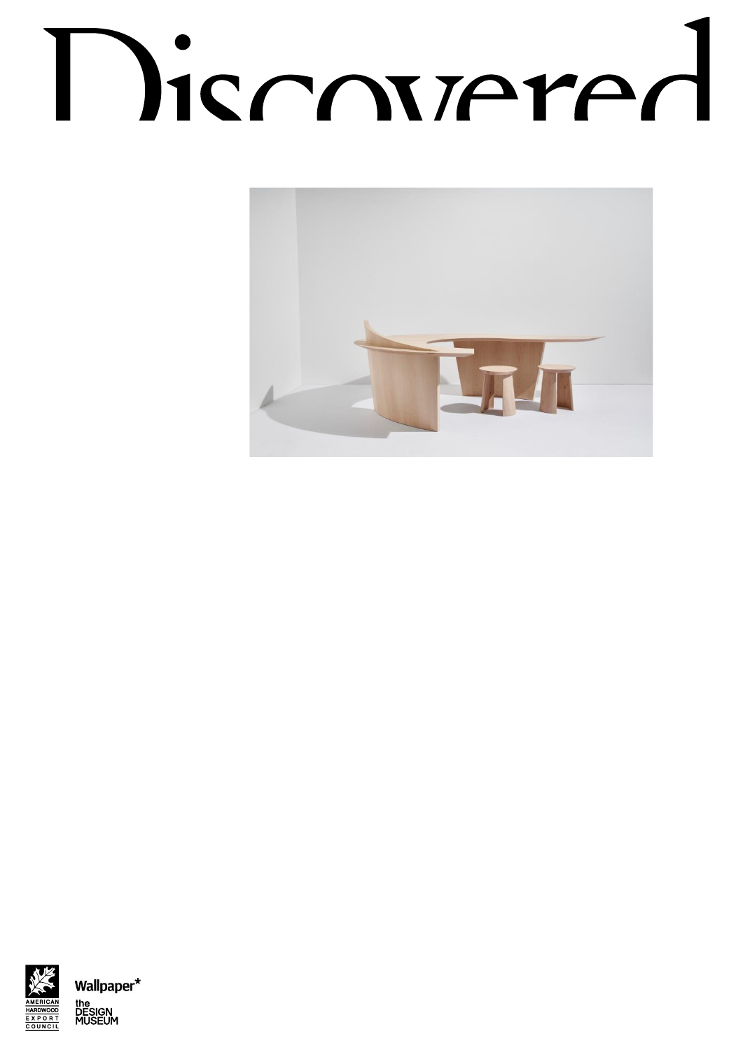# Discovered

American Hardwood Export Council

Wallpaper*

the Design Museum